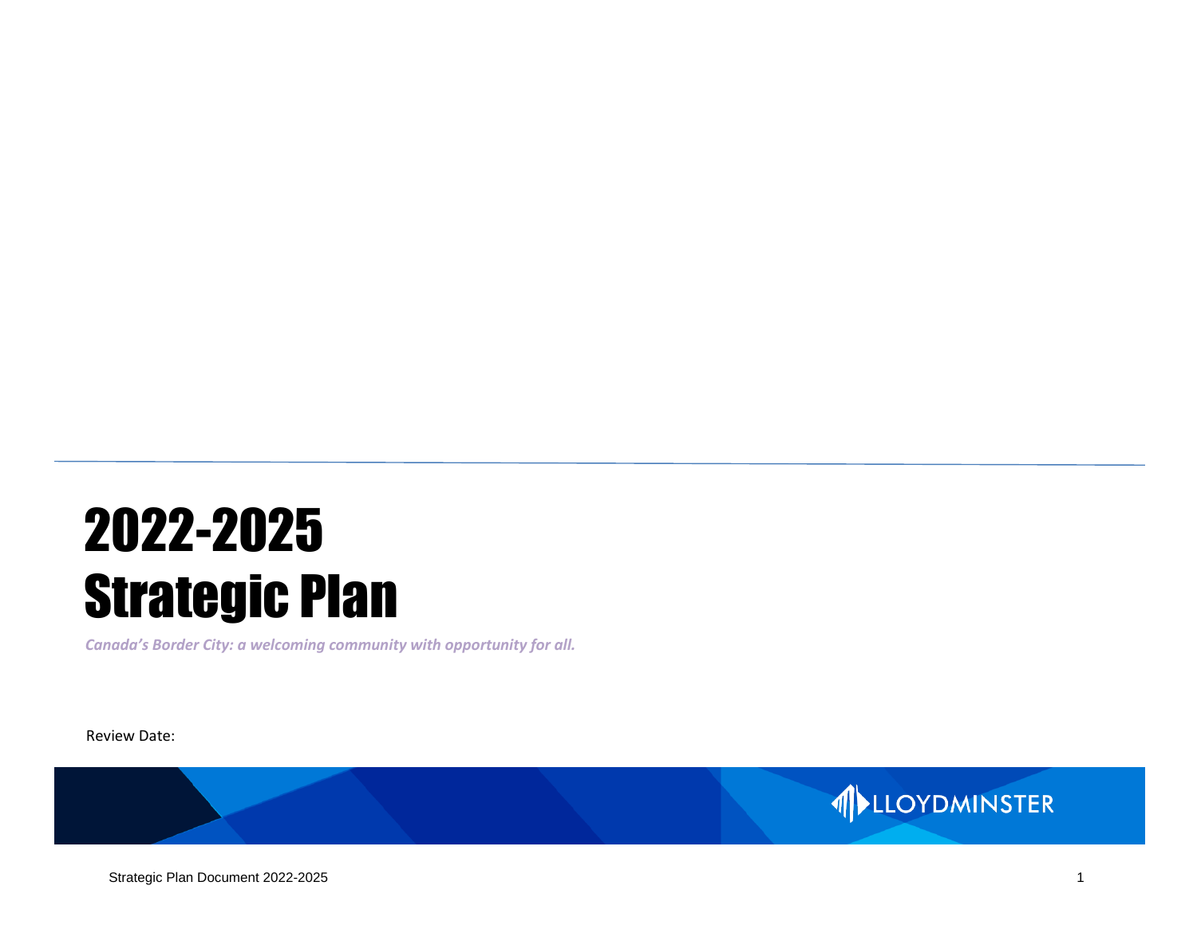# 2022-2025 Strategic Plan

*Canada's Border City: a welcoming community with opportunity for all.*

Review Date:

LLOYDMINSTER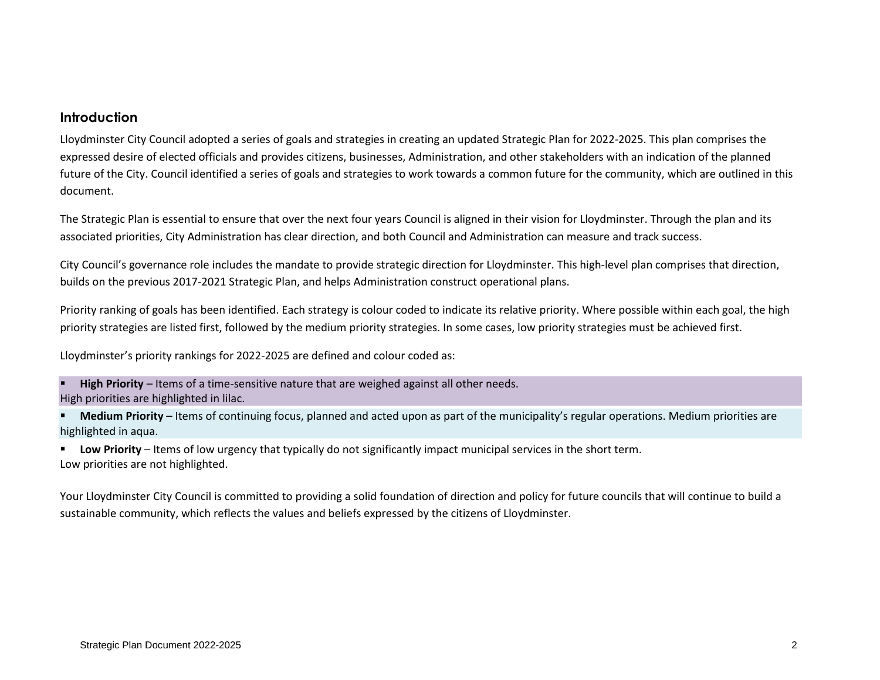## Introduction

Lloydminster City Council adopted a series of goals and strategies in creating an updated Strategic Plan for 2022-2025. This plan comprises the expressed desire of elected officials and provides citizens, businesses, Administration, and other stakeholders with an indication of the planned future of the City. Council identified a series of goals and strategies to work towards a common future for the community, which are outlined in this document.

The Strategic Plan is essential to ensure that over the next four years Council is aligned in their vision for Lloydminster. Through the plan and its associated priorities, City Administration has clear direction, and both Council and Administration can measure and track success.

City Council's governance role includes the mandate to provide strategic direction for Lloydminster. This high-level plan comprises that direction, builds on the previous 2017-2021 Strategic Plan, and helps Administration construct operational plans.

Priority ranking of goals has been identified. Each strategy is colour coded to indicate its relative priority. Where possible within each goal, the high priority strategies are listed first, followed by the medium priority strategies. In some cases, low priority strategies must be achieved first.

Lloydminster's priority rankings for 2022-2025 are defined and colour coded as:

- **High Priority** – Items of a time-sensitive nature that are weighed against all other needs.
High priorities are highlighted in lilac.
- **Medium Priority** – Items of continuing focus, planned and acted upon as part of the municipality's regular operations. Medium priorities are highlighted in aqua.
- **Low Priority** – Items of low urgency that typically do not significantly impact municipal services in the short term.
Low priorities are not highlighted.

Your Lloydminster City Council is committed to providing a solid foundation of direction and policy for future councils that will continue to build a sustainable community, which reflects the values and beliefs expressed by the citizens of Lloydminster.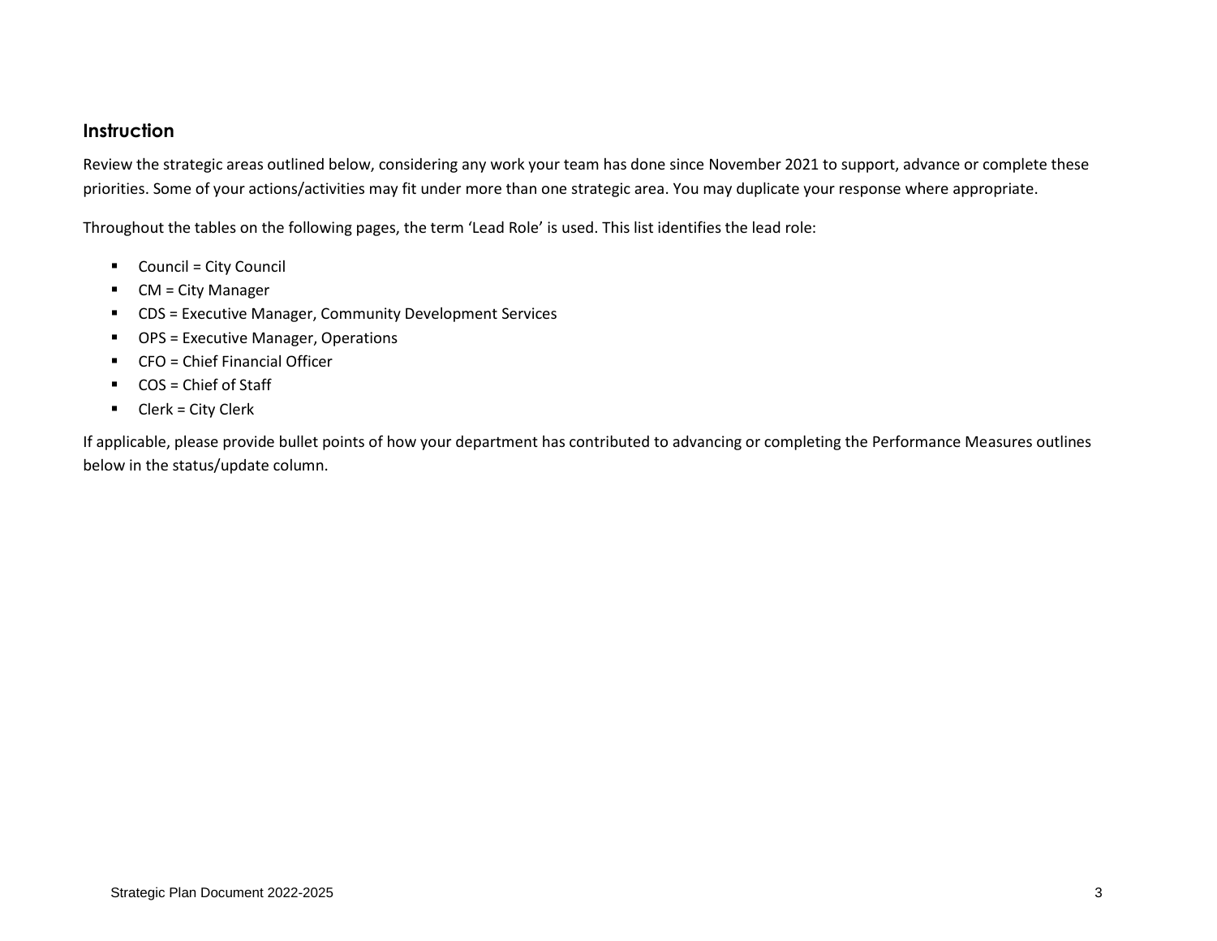## Instruction

Review the strategic areas outlined below, considering any work your team has done since November 2021 to support, advance or complete these priorities. Some of your actions/activities may fit under more than one strategic area. You may duplicate your response where appropriate.

Throughout the tables on the following pages, the term 'Lead Role' is used. This list identifies the lead role:

- Council = City Council
- CM = City Manager
- CDS = Executive Manager, Community Development Services
- OPS = Executive Manager, Operations
- CFO = Chief Financial Officer
- COS = Chief of Staff
- Clerk = City Clerk

If applicable, please provide bullet points of how your department has contributed to advancing or completing the Performance Measures outlines below in the status/update column.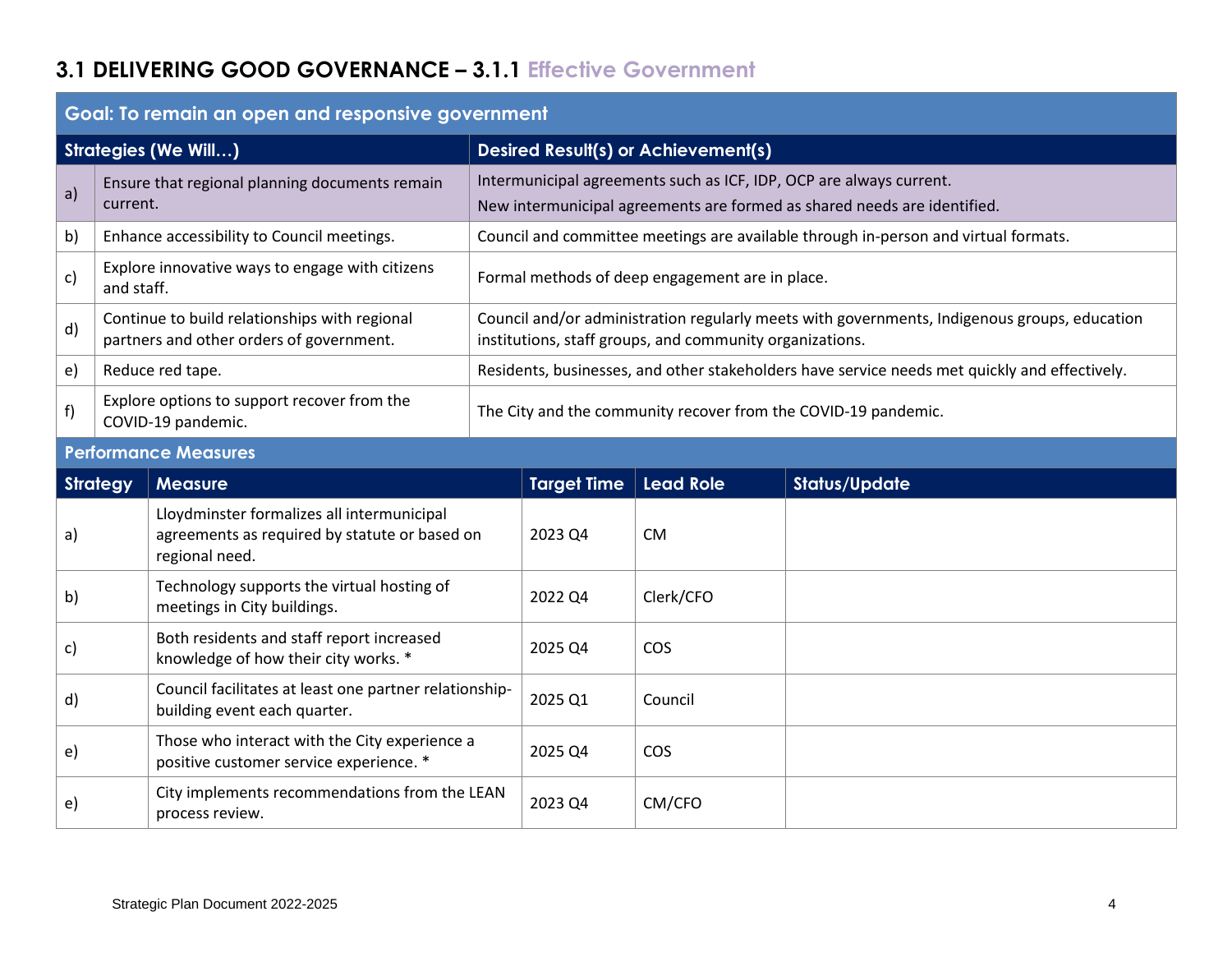## 3.1 DELIVERING GOOD GOVERNANCE – 3.1.1 Effective Government

**Goal: To remain an open and responsive government**

| | Strategies (We Will…) | Desired Result(s) or Achievement(s) |
|---|---|---|
| a) | Ensure that regional planning documents remain current. | Intermunicipal agreements such as ICF, IDP, OCP are always current. New intermunicipal agreements are formed as shared needs are identified. |
| b) | Enhance accessibility to Council meetings. | Council and committee meetings are available through in-person and virtual formats. |
| c) | Explore innovative ways to engage with citizens and staff. | Formal methods of deep engagement are in place. |
| d) | Continue to build relationships with regional partners and other orders of government. | Council and/or administration regularly meets with governments, Indigenous groups, education institutions, staff groups, and community organizations. |
| e) | Reduce red tape. | Residents, businesses, and other stakeholders have service needs met quickly and effectively. |
| f) | Explore options to support recover from the COVID-19 pandemic. | The City and the community recover from the COVID-19 pandemic. |

**Performance Measures**

| Strategy | Measure | Target Time | Lead Role | Status/Update |
|---|---|---|---|---|
| a) | Lloydminster formalizes all intermunicipal agreements as required by statute or based on regional need. | 2023 Q4 | CM | |
| b) | Technology supports the virtual hosting of meetings in City buildings. | 2022 Q4 | Clerk/CFO | |
| c) | Both residents and staff report increased knowledge of how their city works. * | 2025 Q4 | COS | |
| d) | Council facilitates at least one partner relationship-building event each quarter. | 2025 Q1 | Council | |
| e) | Those who interact with the City experience a positive customer service experience. * | 2025 Q4 | COS | |
| e) | City implements recommendations from the LEAN process review. | 2023 Q4 | CM/CFO | |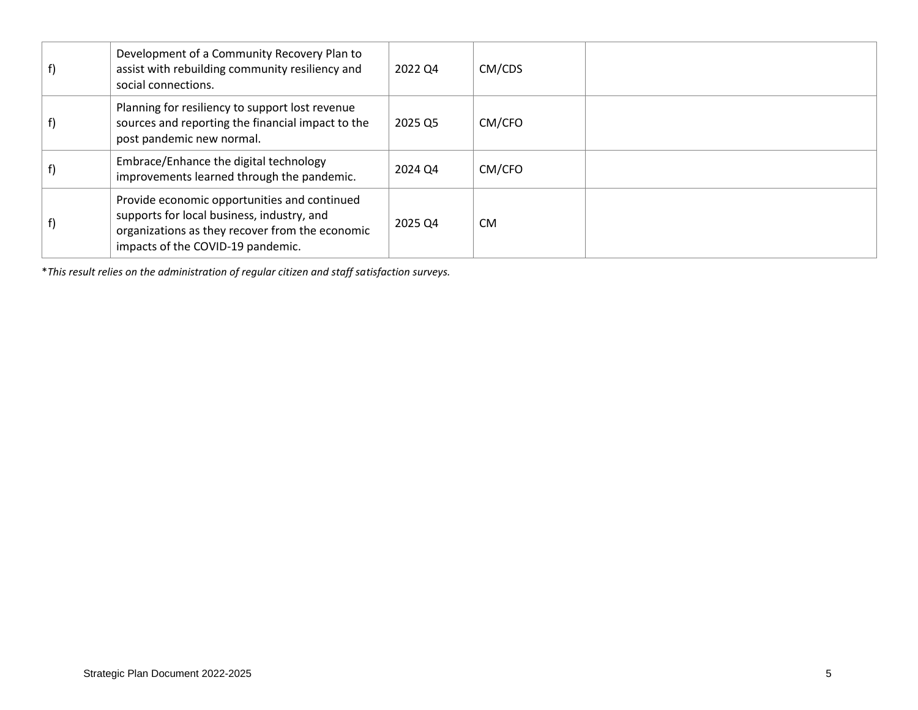| | | | | |
|---|---|---|---|---|
| f) | Development of a Community Recovery Plan to assist with rebuilding community resiliency and social connections. | 2022 Q4 | CM/CDS | |
| f) | Planning for resiliency to support lost revenue sources and reporting the financial impact to the post pandemic new normal. | 2025 Q5 | CM/CFO | |
| f) | Embrace/Enhance the digital technology improvements learned through the pandemic. | 2024 Q4 | CM/CFO | |
| f) | Provide economic opportunities and continued supports for local business, industry, and organizations as they recover from the economic impacts of the COVID-19 pandemic. | 2025 Q4 | CM | |

**This result relies on the administration of regular citizen and staff satisfaction surveys.*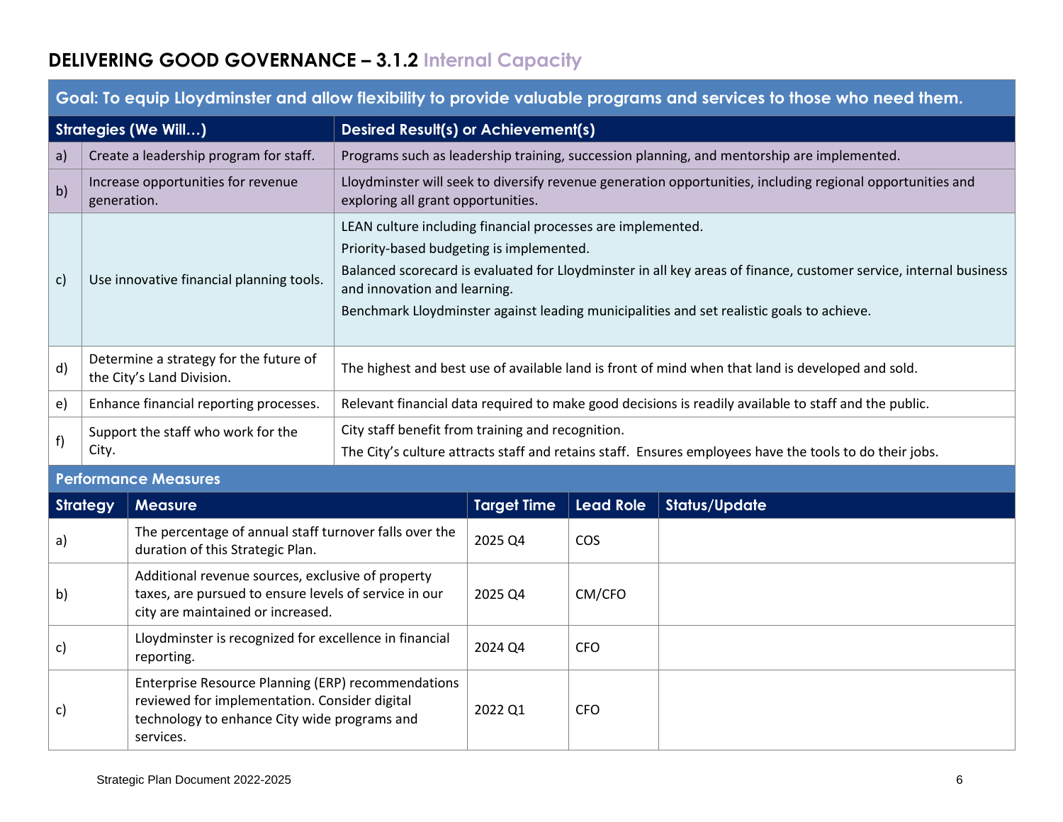## DELIVERING GOOD GOVERNANCE – 3.1.2 Internal Capacity

**Goal: To equip Lloydminster and allow flexibility to provide valuable programs and services to those who need them.**

| | Strategies (We Will…) | Desired Result(s) or Achievement(s) |
|---|---|---|
| a) | Create a leadership program for staff. | Programs such as leadership training, succession planning, and mentorship are implemented. |
| b) | Increase opportunities for revenue generation. | Lloydminster will seek to diversify revenue generation opportunities, including regional opportunities and exploring all grant opportunities. |
| c) | Use innovative financial planning tools. | LEAN culture including financial processes are implemented.<br>Priority-based budgeting is implemented.<br>Balanced scorecard is evaluated for Lloydminster in all key areas of finance, customer service, internal business and innovation and learning.<br>Benchmark Lloydminster against leading municipalities and set realistic goals to achieve. |
| d) | Determine a strategy for the future of the City's Land Division. | The highest and best use of available land is front of mind when that land is developed and sold. |
| e) | Enhance financial reporting processes. | Relevant financial data required to make good decisions is readily available to staff and the public. |
| f) | Support the staff who work for the City. | City staff benefit from training and recognition.<br>The City's culture attracts staff and retains staff. Ensures employees have the tools to do their jobs. |

**Performance Measures**

| Strategy | Measure | Target Time | Lead Role | Status/Update |
|---|---|---|---|---|
| a) | The percentage of annual staff turnover falls over the duration of this Strategic Plan. | 2025 Q4 | COS | |
| b) | Additional revenue sources, exclusive of property taxes, are pursued to ensure levels of service in our city are maintained or increased. | 2025 Q4 | CM/CFO | |
| c) | Lloydminster is recognized for excellence in financial reporting. | 2024 Q4 | CFO | |
| c) | Enterprise Resource Planning (ERP) recommendations reviewed for implementation. Consider digital technology to enhance City wide programs and services. | 2022 Q1 | CFO | |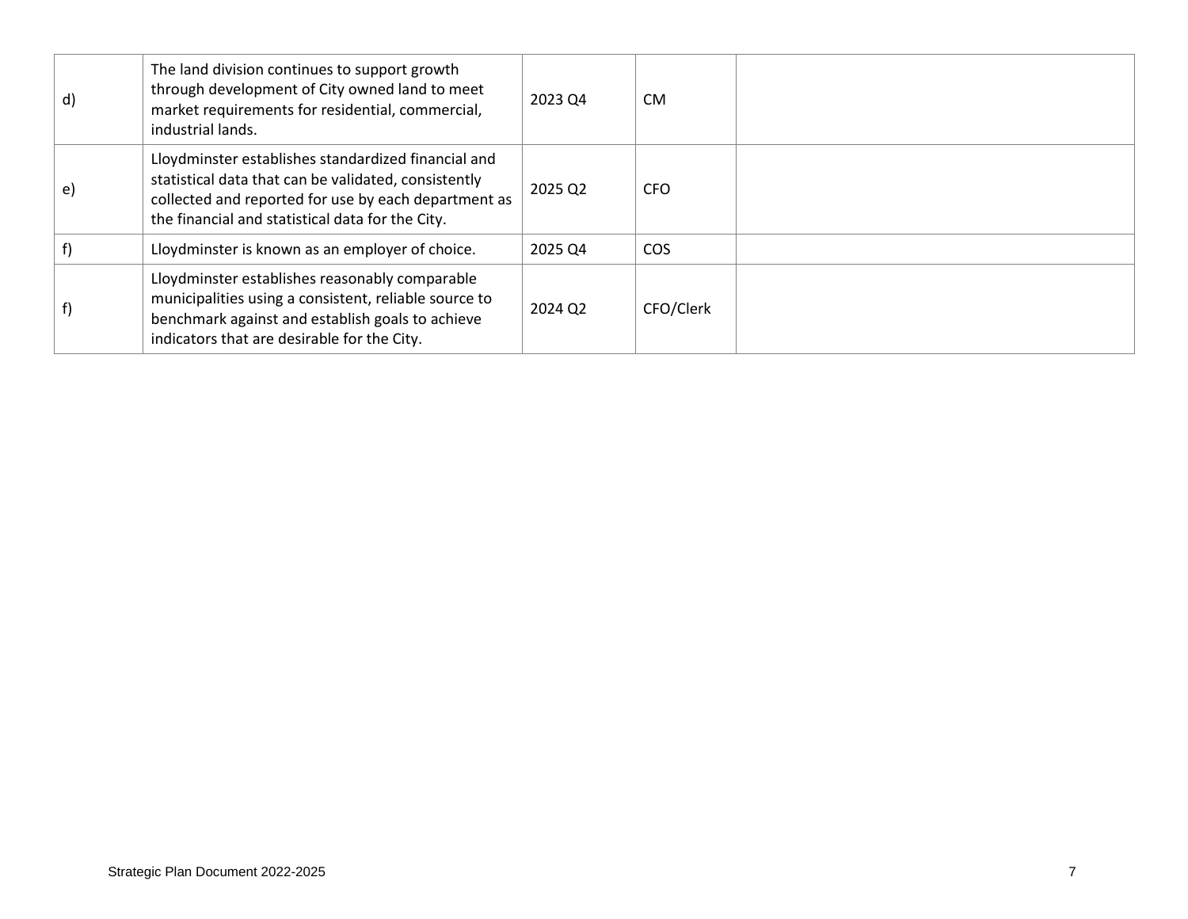| | | | | |
|---|---|---|---|---|
| d) | The land division continues to support growth through development of City owned land to meet market requirements for residential, commercial, industrial lands. | 2023 Q4 | CM | |
| e) | Lloydminster establishes standardized financial and statistical data that can be validated, consistently collected and reported for use by each department as the financial and statistical data for the City. | 2025 Q2 | CFO | |
| f) | Lloydminster is known as an employer of choice. | 2025 Q4 | COS | |
| f) | Lloydminster establishes reasonably comparable municipalities using a consistent, reliable source to benchmark against and establish goals to achieve indicators that are desirable for the City. | 2024 Q2 | CFO/Clerk | |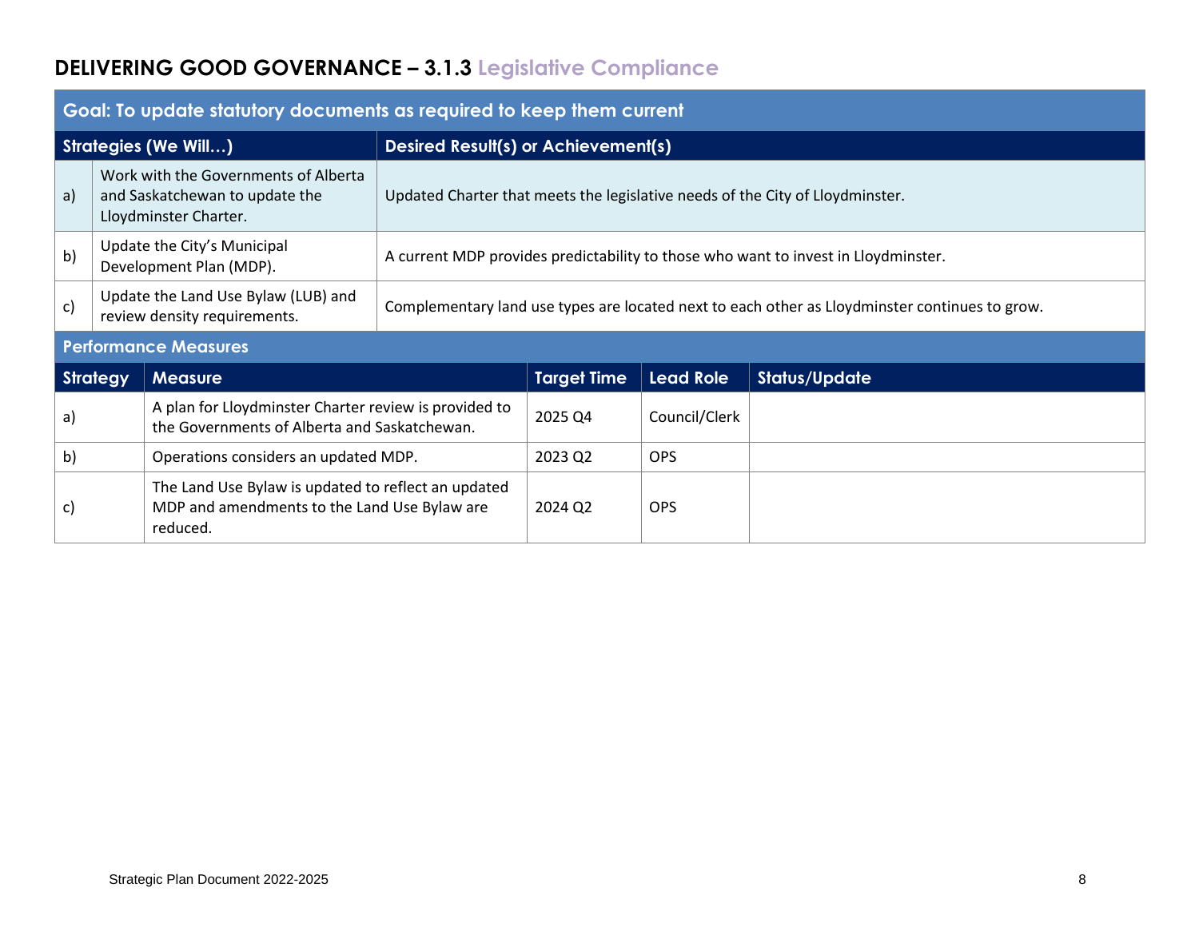# DELIVERING GOOD GOVERNANCE – 3.1.3 Legislative Compliance

| Goal: To update statutory documents as required to keep them current | | |
|---|---|---|
| **Strategies (We Will…)** | | **Desired Result(s) or Achievement(s)** |
| a) | Work with the Governments of Alberta and Saskatchewan to update the Lloydminster Charter. | Updated Charter that meets the legislative needs of the City of Lloydminster. |
| b) | Update the City's Municipal Development Plan (MDP). | A current MDP provides predictability to those who want to invest in Lloydminster. |
| c) | Update the Land Use Bylaw (LUB) and review density requirements. | Complementary land use types are located next to each other as Lloydminster continues to grow. |

**Performance Measures**

| Strategy | Measure | Target Time | Lead Role | Status/Update |
|---|---|---|---|---|
| a) | A plan for Lloydminster Charter review is provided to the Governments of Alberta and Saskatchewan. | 2025 Q4 | Council/Clerk | |
| b) | Operations considers an updated MDP. | 2023 Q2 | OPS | |
| c) | The Land Use Bylaw is updated to reflect an updated MDP and amendments to the Land Use Bylaw are reduced. | 2024 Q2 | OPS | |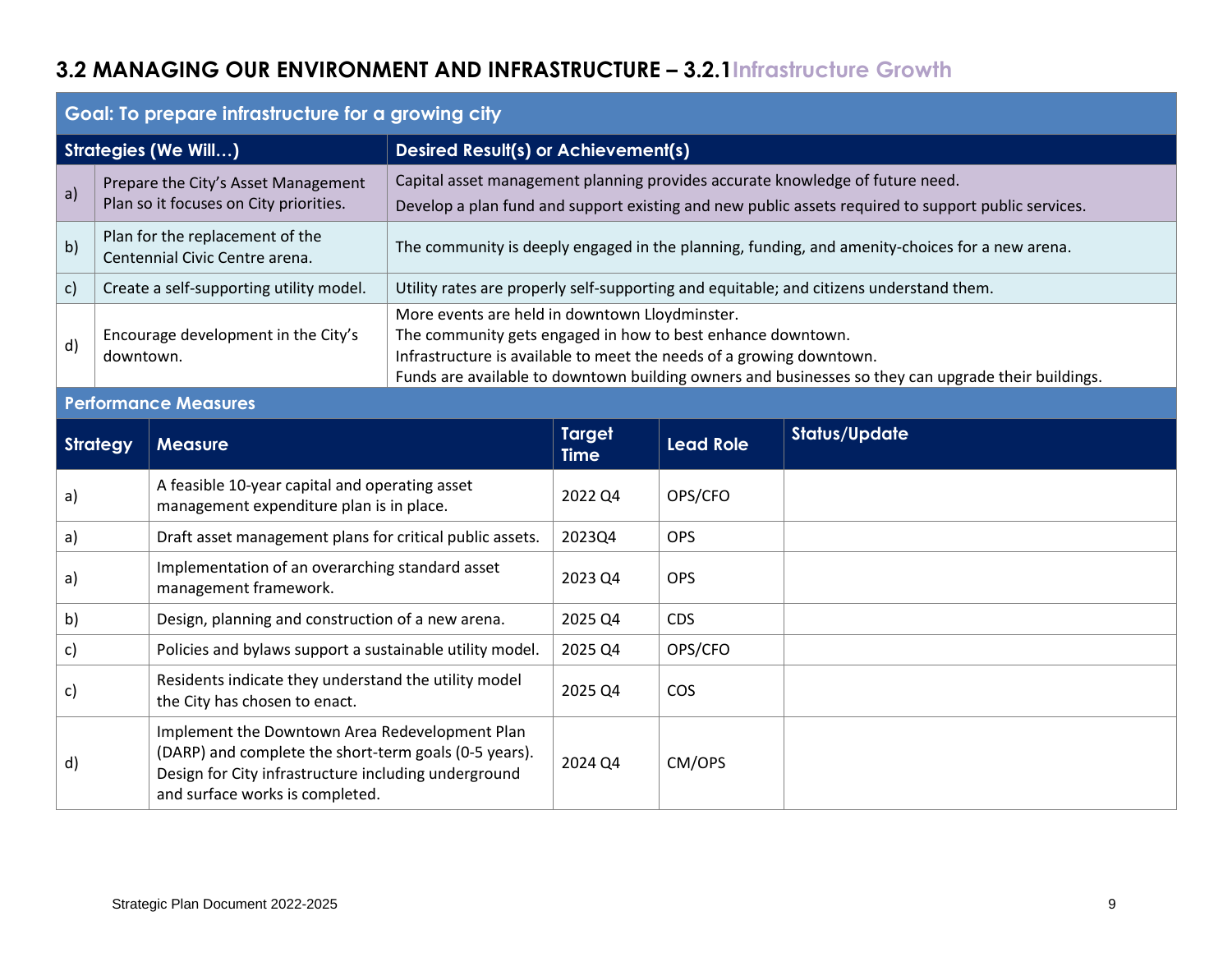## 3.2 MANAGING OUR ENVIRONMENT AND INFRASTRUCTURE – 3.2.1 Infrastructure Growth

**Goal: To prepare infrastructure for a growing city**

| Strategies (We Will…) | | Desired Result(s) or Achievement(s) |
|---|---|---|
| a) | Prepare the City's Asset Management Plan so it focuses on City priorities. | Capital asset management planning provides accurate knowledge of future need.<br>Develop a plan fund and support existing and new public assets required to support public services. |
| b) | Plan for the replacement of the Centennial Civic Centre arena. | The community is deeply engaged in the planning, funding, and amenity-choices for a new arena. |
| c) | Create a self-supporting utility model. | Utility rates are properly self-supporting and equitable; and citizens understand them. |
| d) | Encourage development in the City's downtown. | More events are held in downtown Lloydminster.<br>The community gets engaged in how to best enhance downtown.<br>Infrastructure is available to meet the needs of a growing downtown.<br>Funds are available to downtown building owners and businesses so they can upgrade their buildings. |

**Performance Measures**

| Strategy | Measure | Target Time | Lead Role | Status/Update |
|---|---|---|---|---|
| a) | A feasible 10-year capital and operating asset management expenditure plan is in place. | 2022 Q4 | OPS/CFO | |
| a) | Draft asset management plans for critical public assets. | 2023Q4 | OPS | |
| a) | Implementation of an overarching standard asset management framework. | 2023 Q4 | OPS | |
| b) | Design, planning and construction of a new arena. | 2025 Q4 | CDS | |
| c) | Policies and bylaws support a sustainable utility model. | 2025 Q4 | OPS/CFO | |
| c) | Residents indicate they understand the utility model the City has chosen to enact. | 2025 Q4 | COS | |
| d) | Implement the Downtown Area Redevelopment Plan (DARP) and complete the short-term goals (0-5 years). Design for City infrastructure including underground and surface works is completed. | 2024 Q4 | CM/OPS | |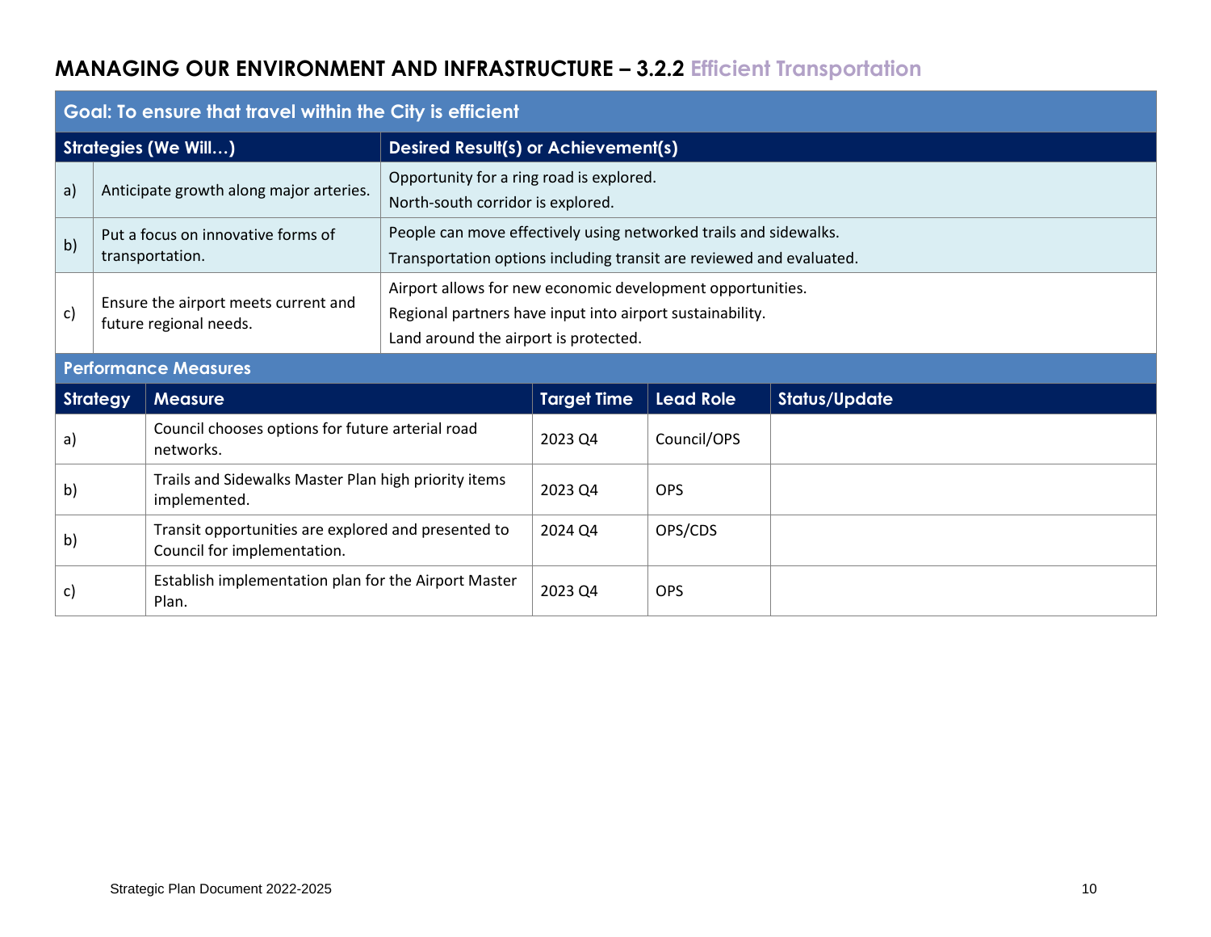## MANAGING OUR ENVIRONMENT AND INFRASTRUCTURE – 3.2.2 Efficient Transportation

| Goal: To ensure that travel within the City is efficient | | |
|---|---|---|
| **Strategies (We Will…)** | | **Desired Result(s) or Achievement(s)** |
| a) | Anticipate growth along major arteries. | Opportunity for a ring road is explored.<br>North-south corridor is explored. |
| b) | Put a focus on innovative forms of transportation. | People can move effectively using networked trails and sidewalks.<br>Transportation options including transit are reviewed and evaluated. |
| c) | Ensure the airport meets current and future regional needs. | Airport allows for new economic development opportunities.<br>Regional partners have input into airport sustainability.<br>Land around the airport is protected. |

**Performance Measures**

| Strategy | Measure | Target Time | Lead Role | Status/Update |
|---|---|---|---|---|
| a) | Council chooses options for future arterial road networks. | 2023 Q4 | Council/OPS | |
| b) | Trails and Sidewalks Master Plan high priority items implemented. | 2023 Q4 | OPS | |
| b) | Transit opportunities are explored and presented to Council for implementation. | 2024 Q4 | OPS/CDS | |
| c) | Establish implementation plan for the Airport Master Plan. | 2023 Q4 | OPS | |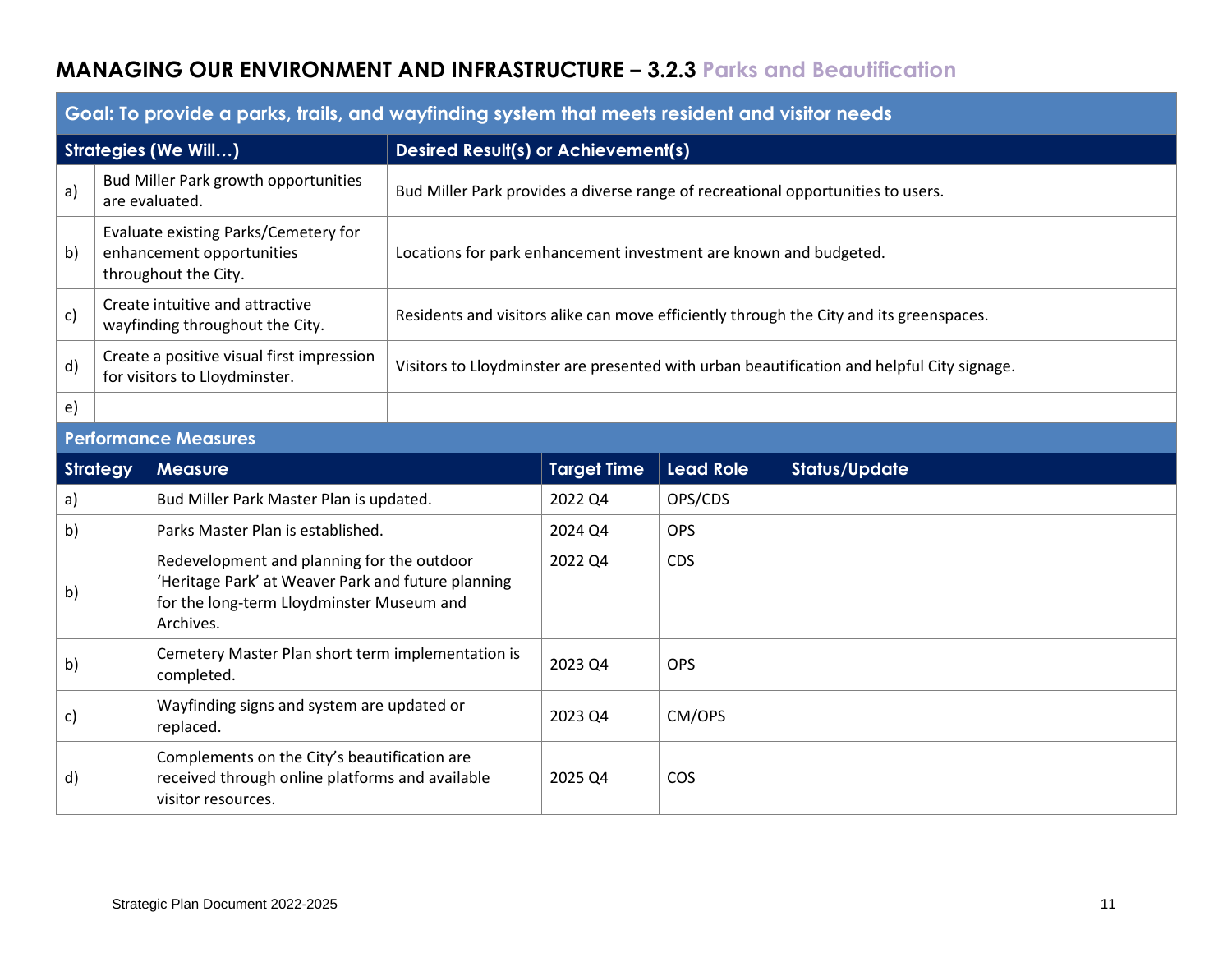## MANAGING OUR ENVIRONMENT AND INFRASTRUCTURE – 3.2.3 Parks and Beautification

| Goal: To provide a parks, trails, and wayfinding system that meets resident and visitor needs | | |
|---|---|---|
| **Strategies (We Will…)** | | **Desired Result(s) or Achievement(s)** |
| a) | Bud Miller Park growth opportunities are evaluated. | Bud Miller Park provides a diverse range of recreational opportunities to users. |
| b) | Evaluate existing Parks/Cemetery for enhancement opportunities throughout the City. | Locations for park enhancement investment are known and budgeted. |
| c) | Create intuitive and attractive wayfinding throughout the City. | Residents and visitors alike can move efficiently through the City and its greenspaces. |
| d) | Create a positive visual first impression for visitors to Lloydminster. | Visitors to Lloydminster are presented with urban beautification and helpful City signage. |
| e) | | |

**Performance Measures**

| Strategy | Measure | Target Time | Lead Role | Status/Update |
|---|---|---|---|---|
| a) | Bud Miller Park Master Plan is updated. | 2022 Q4 | OPS/CDS | |
| b) | Parks Master Plan is established. | 2024 Q4 | OPS | |
| b) | Redevelopment and planning for the outdoor 'Heritage Park' at Weaver Park and future planning for the long-term Lloydminster Museum and Archives. | 2022 Q4 | CDS | |
| b) | Cemetery Master Plan short term implementation is completed. | 2023 Q4 | OPS | |
| c) | Wayfinding signs and system are updated or replaced. | 2023 Q4 | CM/OPS | |
| d) | Complements on the City's beautification are received through online platforms and available visitor resources. | 2025 Q4 | COS | |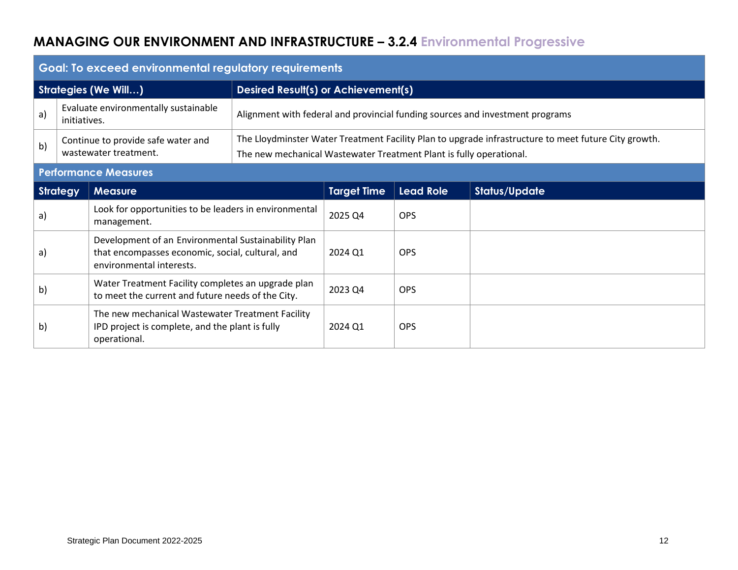## MANAGING OUR ENVIRONMENT AND INFRASTRUCTURE – 3.2.4 Environmental Progressive

**Goal: To exceed environmental regulatory requirements**

| | Strategies (We Will…) | Desired Result(s) or Achievement(s) |
|---|---|---|
| a) | Evaluate environmentally sustainable initiatives. | Alignment with federal and provincial funding sources and investment programs |
| b) | Continue to provide safe water and wastewater treatment. | The Lloydminster Water Treatment Facility Plan to upgrade infrastructure to meet future City growth.<br>The new mechanical Wastewater Treatment Plant is fully operational. |

**Performance Measures**

| Strategy | Measure | Target Time | Lead Role | Status/Update |
|---|---|---|---|---|
| a) | Look for opportunities to be leaders in environmental management. | 2025 Q4 | OPS | |
| a) | Development of an Environmental Sustainability Plan that encompasses economic, social, cultural, and environmental interests. | 2024 Q1 | OPS | |
| b) | Water Treatment Facility completes an upgrade plan to meet the current and future needs of the City. | 2023 Q4 | OPS | |
| b) | The new mechanical Wastewater Treatment Facility IPD project is complete, and the plant is fully operational. | 2024 Q1 | OPS | |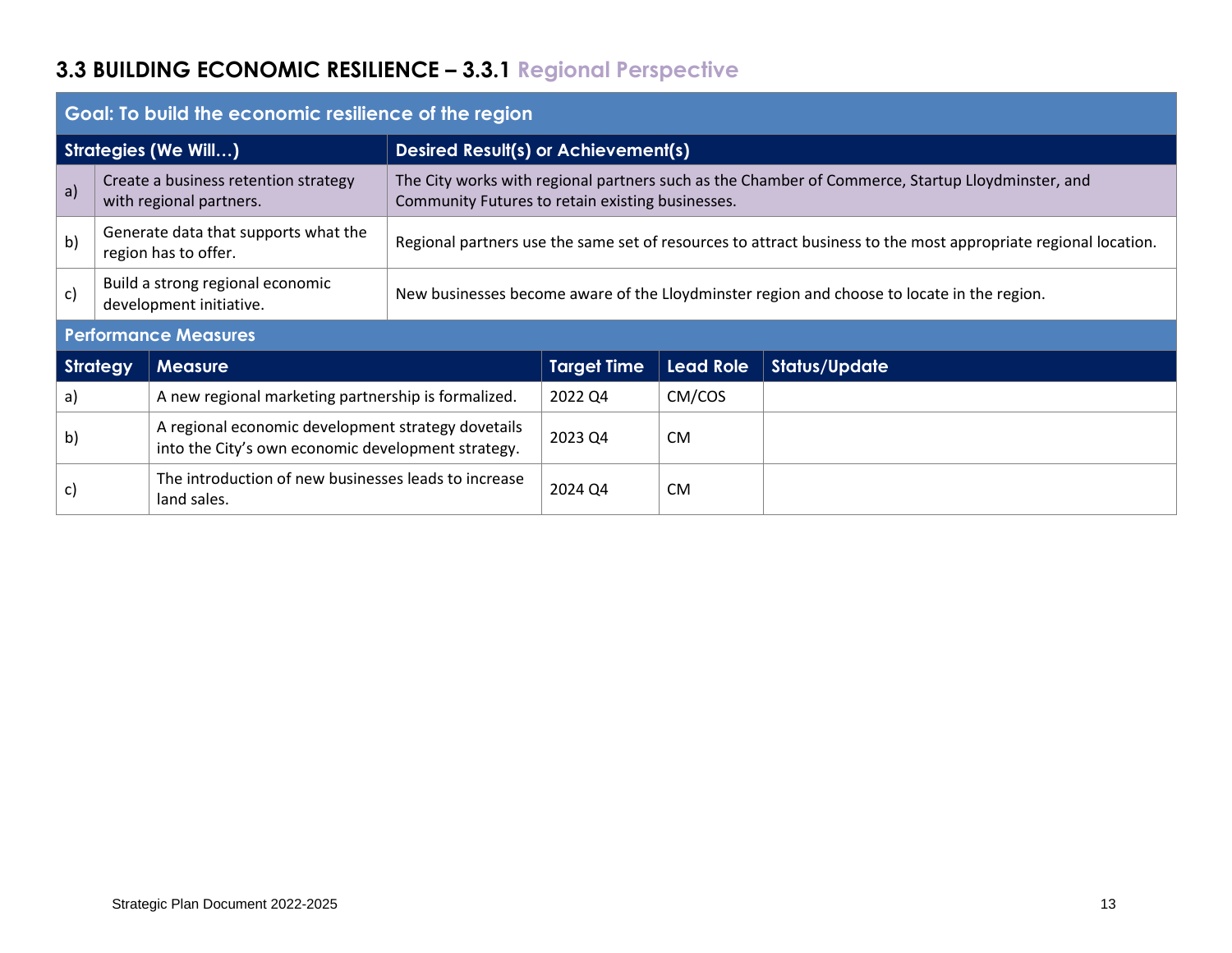## 3.3 BUILDING ECONOMIC RESILIENCE – 3.3.1 Regional Perspective

| Goal: To build the economic resilience of the region | | |
|---|---|---|
| **Strategies (We Will…)** | | **Desired Result(s) or Achievement(s)** |
| a) | Create a business retention strategy with regional partners. | The City works with regional partners such as the Chamber of Commerce, Startup Lloydminster, and Community Futures to retain existing businesses. |
| b) | Generate data that supports what the region has to offer. | Regional partners use the same set of resources to attract business to the most appropriate regional location. |
| c) | Build a strong regional economic development initiative. | New businesses become aware of the Lloydminster region and choose to locate in the region. |

**Performance Measures**

| Strategy | Measure | Target Time | Lead Role | Status/Update |
|---|---|---|---|---|
| a) | A new regional marketing partnership is formalized. | 2022 Q4 | CM/COS | |
| b) | A regional economic development strategy dovetails into the City's own economic development strategy. | 2023 Q4 | CM | |
| c) | The introduction of new businesses leads to increase land sales. | 2024 Q4 | CM | |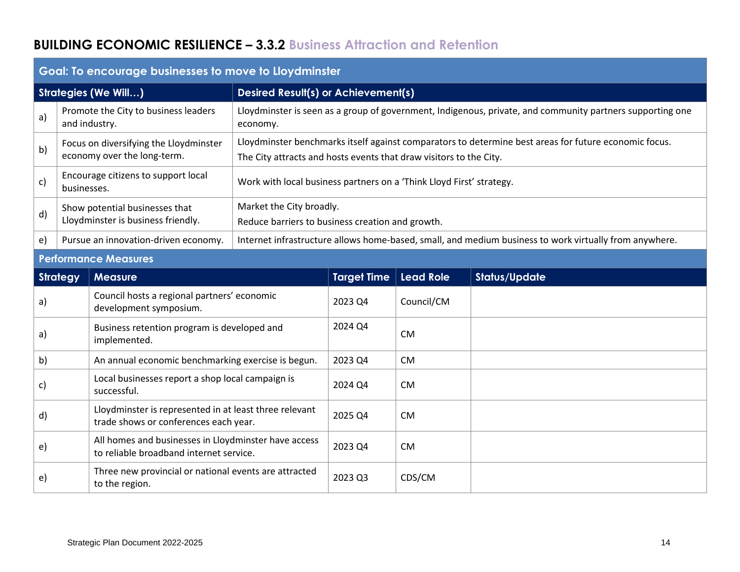## BUILDING ECONOMIC RESILIENCE – 3.3.2 Business Attraction and Retention

**Goal: To encourage businesses to move to Lloydminster**

| Strategies (We Will…) | | Desired Result(s) or Achievement(s) |
|---|---|---|
| a) | Promote the City to business leaders and industry. | Lloydminster is seen as a group of government, Indigenous, private, and community partners supporting one economy. |
| b) | Focus on diversifying the Lloydminster economy over the long-term. | Lloydminster benchmarks itself against comparators to determine best areas for future economic focus.<br>The City attracts and hosts events that draw visitors to the City. |
| c) | Encourage citizens to support local businesses. | Work with local business partners on a 'Think Lloyd First' strategy. |
| d) | Show potential businesses that Lloydminster is business friendly. | Market the City broadly.<br>Reduce barriers to business creation and growth. |
| e) | Pursue an innovation-driven economy. | Internet infrastructure allows home-based, small, and medium business to work virtually from anywhere. |

**Performance Measures**

| Strategy | Measure | Target Time | Lead Role | Status/Update |
|---|---|---|---|---|
| a) | Council hosts a regional partners' economic development symposium. | 2023 Q4 | Council/CM | |
| a) | Business retention program is developed and implemented. | 2024 Q4 | CM | |
| b) | An annual economic benchmarking exercise is begun. | 2023 Q4 | CM | |
| c) | Local businesses report a shop local campaign is successful. | 2024 Q4 | CM | |
| d) | Lloydminster is represented in at least three relevant trade shows or conferences each year. | 2025 Q4 | CM | |
| e) | All homes and businesses in Lloydminster have access to reliable broadband internet service. | 2023 Q4 | CM | |
| e) | Three new provincial or national events are attracted to the region. | 2023 Q3 | CDS/CM | |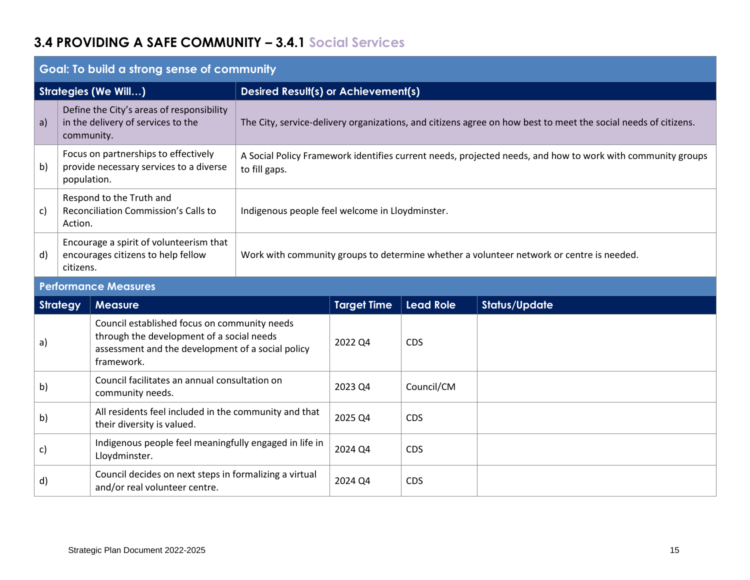## 3.4 PROVIDING A SAFE COMMUNITY – 3.4.1 Social Services

**Goal: To build a strong sense of community**

| | Strategies (We Will…) | Desired Result(s) or Achievement(s) |
|---|---|---|
| a) | Define the City's areas of responsibility in the delivery of services to the community. | The City, service-delivery organizations, and citizens agree on how best to meet the social needs of citizens. |
| b) | Focus on partnerships to effectively provide necessary services to a diverse population. | A Social Policy Framework identifies current needs, projected needs, and how to work with community groups to fill gaps. |
| c) | Respond to the Truth and Reconciliation Commission's Calls to Action. | Indigenous people feel welcome in Lloydminster. |
| d) | Encourage a spirit of volunteerism that encourages citizens to help fellow citizens. | Work with community groups to determine whether a volunteer network or centre is needed. |

**Performance Measures**

| Strategy | Measure | Target Time | Lead Role | Status/Update |
|---|---|---|---|---|
| a) | Council established focus on community needs through the development of a social needs assessment and the development of a social policy framework. | 2022 Q4 | CDS | |
| b) | Council facilitates an annual consultation on community needs. | 2023 Q4 | Council/CM | |
| b) | All residents feel included in the community and that their diversity is valued. | 2025 Q4 | CDS | |
| c) | Indigenous people feel meaningfully engaged in life in Lloydminster. | 2024 Q4 | CDS | |
| d) | Council decides on next steps in formalizing a virtual and/or real volunteer centre. | 2024 Q4 | CDS | |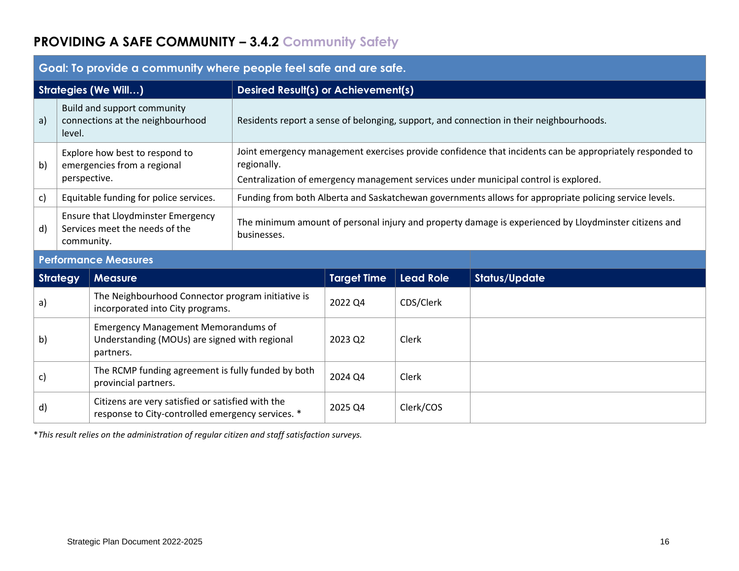# PROVIDING A SAFE COMMUNITY – 3.4.2 Community Safety

| Goal: To provide a community where people feel safe and are safe. | | |
|---|---|---|
| **Strategies (We Will…)** | | **Desired Result(s) or Achievement(s)** |
| a) | Build and support community connections at the neighbourhood level. | Residents report a sense of belonging, support, and connection in their neighbourhoods. |
| b) | Explore how best to respond to emergencies from a regional perspective. | Joint emergency management exercises provide confidence that incidents can be appropriately responded to regionally.<br>Centralization of emergency management services under municipal control is explored. |
| c) | Equitable funding for police services. | Funding from both Alberta and Saskatchewan governments allows for appropriate policing service levels. |
| d) | Ensure that Lloydminster Emergency Services meet the needs of the community. | The minimum amount of personal injury and property damage is experienced by Lloydminster citizens and businesses. |

**Performance Measures**

| Strategy | Measure | Target Time | Lead Role | Status/Update |
|---|---|---|---|---|
| a) | The Neighbourhood Connector program initiative is incorporated into City programs. | 2022 Q4 | CDS/Clerk | |
| b) | Emergency Management Memorandums of Understanding (MOUs) are signed with regional partners. | 2023 Q2 | Clerk | |
| c) | The RCMP funding agreement is fully funded by both provincial partners. | 2024 Q4 | Clerk | |
| d) | Citizens are very satisfied or satisfied with the response to City-controlled emergency services. * | 2025 Q4 | Clerk/COS | |

**This result relies on the administration of regular citizen and staff satisfaction surveys.*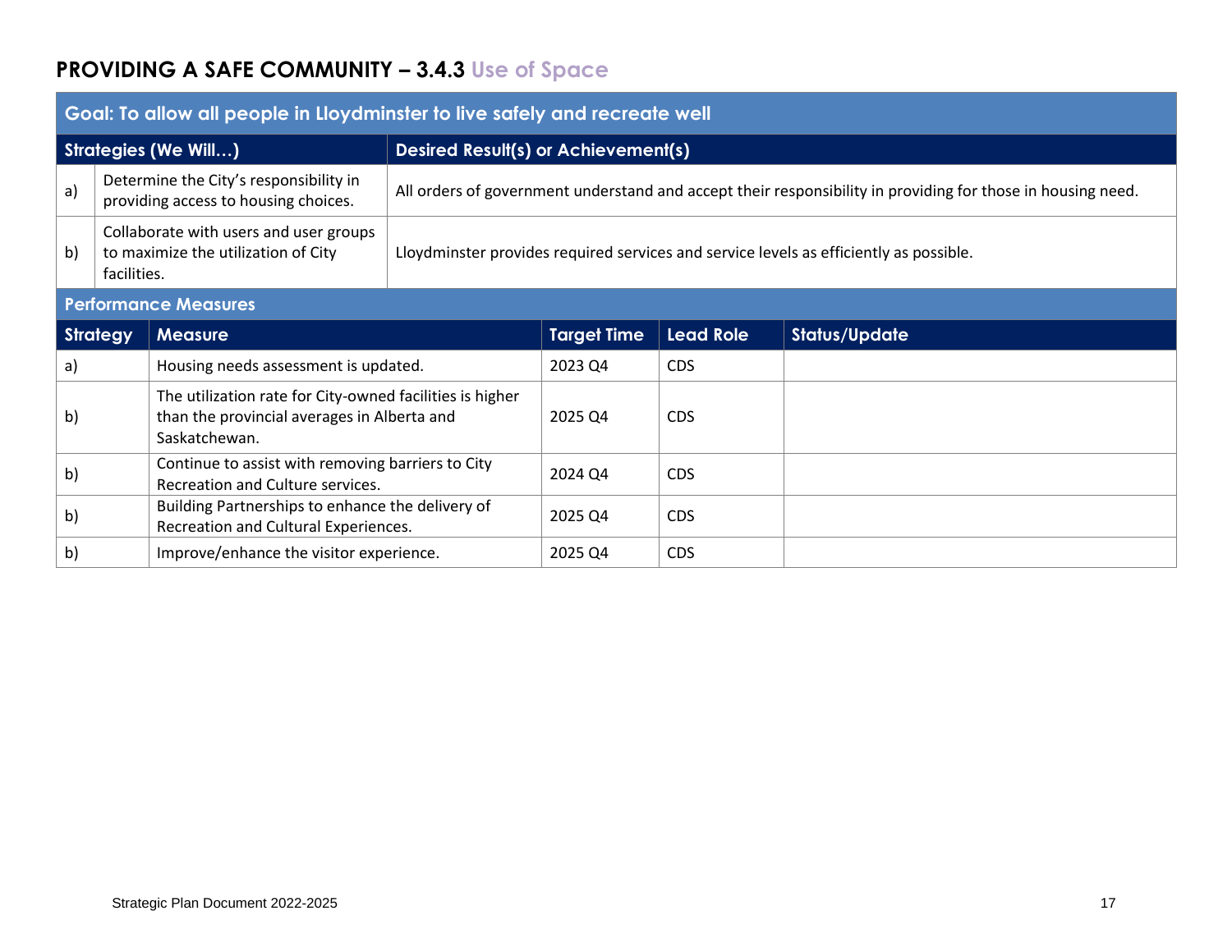# PROVIDING A SAFE COMMUNITY – 3.4.3 Use of Space

| Goal: To allow all people in Lloydminster to live safely and recreate well | | |
|---|---|---|
| **Strategies (We Will…)** | | **Desired Result(s) or Achievement(s)** |
| a) | Determine the City's responsibility in providing access to housing choices. | All orders of government understand and accept their responsibility in providing for those in housing need. |
| b) | Collaborate with users and user groups to maximize the utilization of City facilities. | Lloydminster provides required services and service levels as efficiently as possible. |

**Performance Measures**

| Strategy | Measure | Target Time | Lead Role | Status/Update |
|---|---|---|---|---|
| a) | Housing needs assessment is updated. | 2023 Q4 | CDS | |
| b) | The utilization rate for City-owned facilities is higher than the provincial averages in Alberta and Saskatchewan. | 2025 Q4 | CDS | |
| b) | Continue to assist with removing barriers to City Recreation and Culture services. | 2024 Q4 | CDS | |
| b) | Building Partnerships to enhance the delivery of Recreation and Cultural Experiences. | 2025 Q4 | CDS | |
| b) | Improve/enhance the visitor experience. | 2025 Q4 | CDS | |